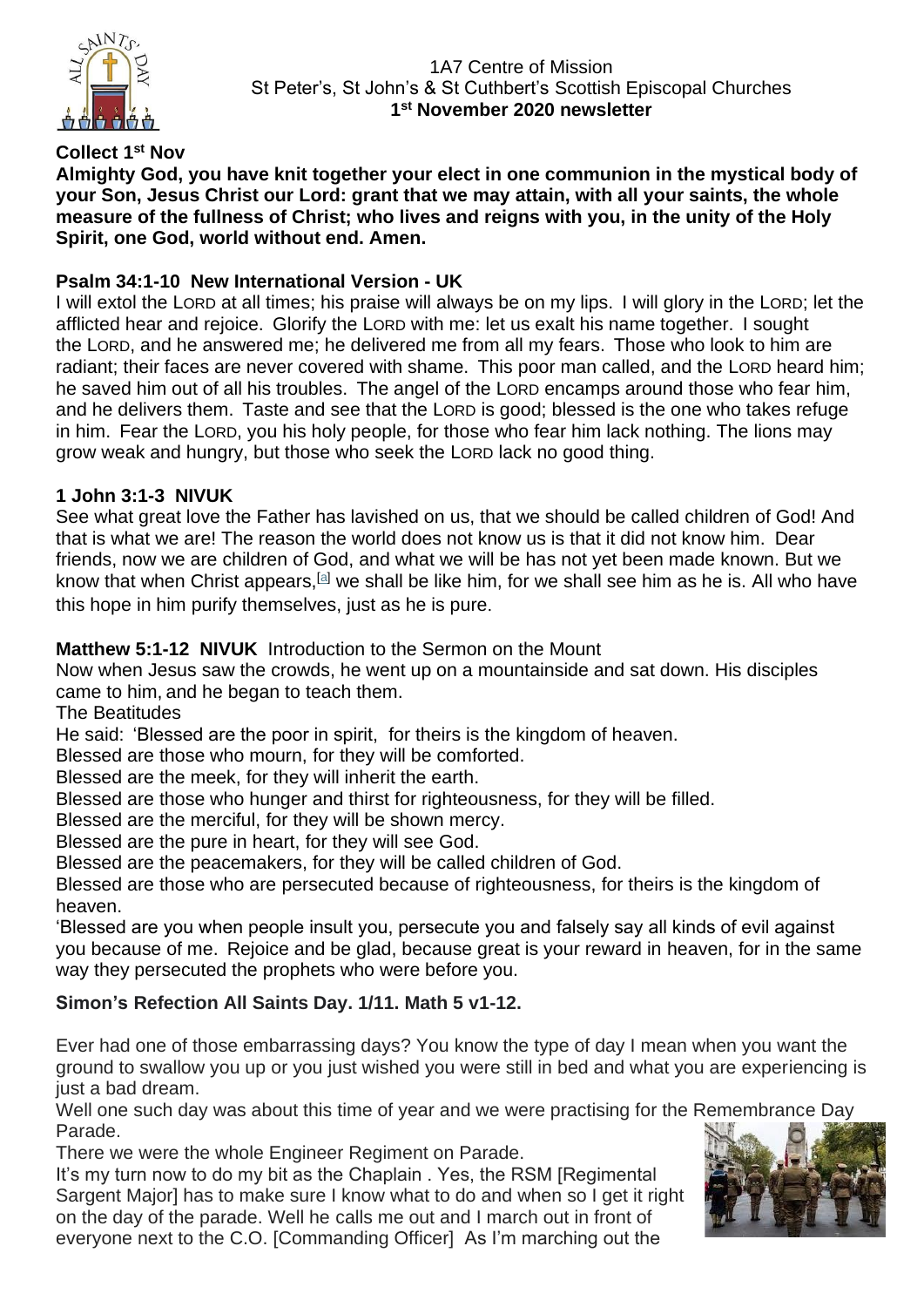1A7 Centre of Mission
St Peter's, St John's & St Cuthbert's Scottish Episcopal Churches
**1st November 2020 newsletter**

**Collect 1st Nov**

**Almighty God, you have knit together your elect in one communion in the mystical body of your Son, Jesus Christ our Lord: grant that we may attain, with all your saints, the whole measure of the fullness of Christ; who lives and reigns with you, in the unity of the Holy Spirit, one God, world without end. Amen.**

**Psalm 34:1-10 New International Version - UK**

I will extol the LORD at all times; his praise will always be on my lips. I will glory in the LORD; let the afflicted hear and rejoice. Glorify the LORD with me: let us exalt his name together. I sought the LORD, and he answered me; he delivered me from all my fears. Those who look to him are radiant; their faces are never covered with shame. This poor man called, and the LORD heard him; he saved him out of all his troubles. The angel of the LORD encamps around those who fear him, and he delivers them. Taste and see that the LORD is good; blessed is the one who takes refuge in him. Fear the LORD, you his holy people, for those who fear him lack nothing. The lions may grow weak and hungry, but those who seek the LORD lack no good thing.

**1 John 3:1-3 NIVUK**

See what great love the Father has lavished on us, that we should be called children of God! And that is what we are! The reason the world does not know us is that it did not know him. Dear friends, now we are children of God, and what we will be has not yet been made known. But we know that when Christ appears,[a] we shall be like him, for we shall see him as he is. All who have this hope in him purify themselves, just as he is pure.

**Matthew 5:1-12 NIVUK** Introduction to the Sermon on the Mount

Now when Jesus saw the crowds, he went up on a mountainside and sat down. His disciples came to him, and he began to teach them.

The Beatitudes

He said: 'Blessed are the poor in spirit, for theirs is the kingdom of heaven.

Blessed are those who mourn, for they will be comforted.

Blessed are the meek, for they will inherit the earth.

Blessed are those who hunger and thirst for righteousness, for they will be filled.

Blessed are the merciful, for they will be shown mercy.

Blessed are the pure in heart, for they will see God.

Blessed are the peacemakers, for they will be called children of God.

Blessed are those who are persecuted because of righteousness, for theirs is the kingdom of heaven.

'Blessed are you when people insult you, persecute you and falsely say all kinds of evil against you because of me. Rejoice and be glad, because great is your reward in heaven, for in the same way they persecuted the prophets who were before you.

**Simon's Refection All Saints Day. 1/11. Math 5 v1-12.**

Ever had one of those embarrassing days? You know the type of day I mean when you want the ground to swallow you up or you just wished you were still in bed and what you are experiencing is just a bad dream.

Well one such day was about this time of year and we were practising for the Remembrance Day Parade.

There we were the whole Engineer Regiment on Parade.

It's my turn now to do my bit as the Chaplain . Yes, the RSM [Regimental Sargent Major] has to make sure I know what to do and when so I get it right on the day of the parade. Well he calls me out and I march out in front of everyone next to the C.O. [Commanding Officer] As I'm marching out the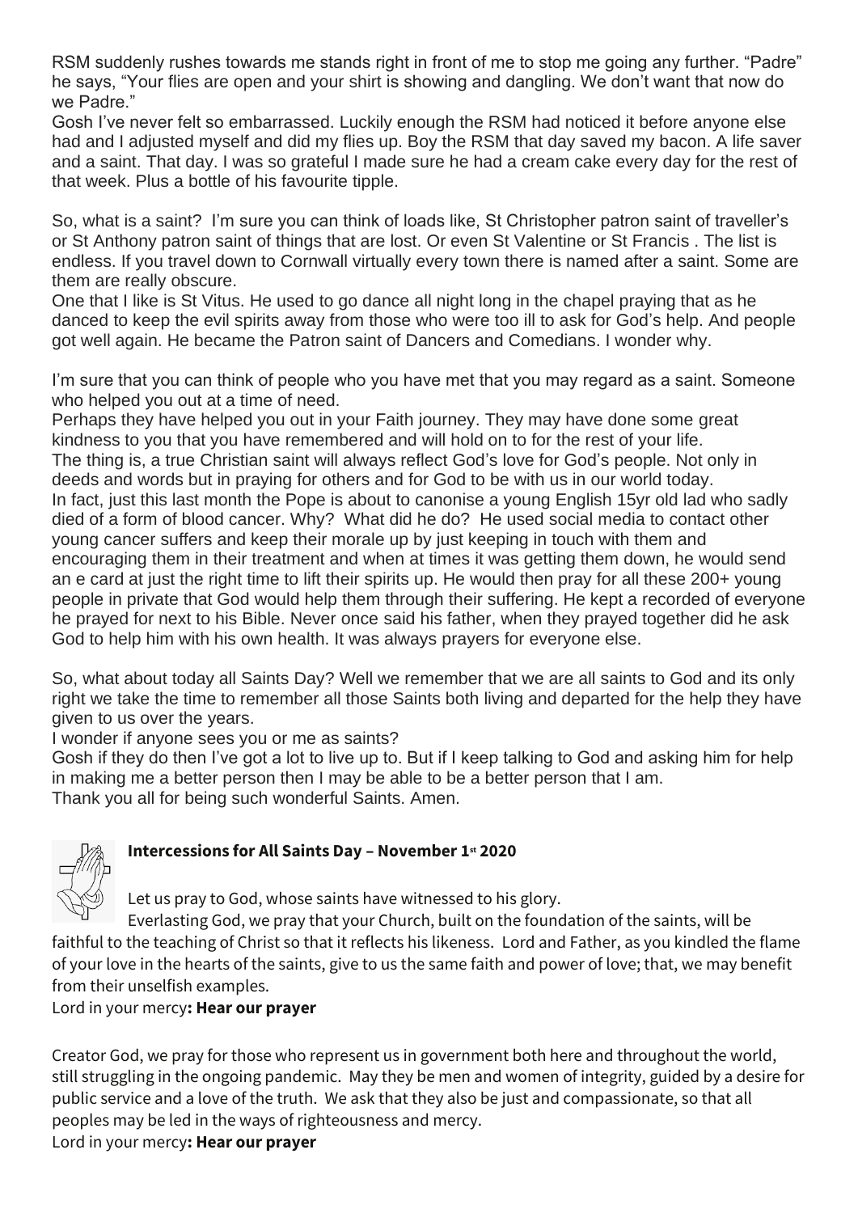RSM suddenly rushes towards me stands right in front of me to stop me going any further. "Padre" he says, "Your flies are open and your shirt is showing and dangling. We don't want that now do we Padre."

Gosh I've never felt so embarrassed. Luckily enough the RSM had noticed it before anyone else had and I adjusted myself and did my flies up. Boy the RSM that day saved my bacon. A life saver and a saint. That day. I was so grateful I made sure he had a cream cake every day for the rest of that week. Plus a bottle of his favourite tipple.

So, what is a saint? I'm sure you can think of loads like, St Christopher patron saint of traveller's or St Anthony patron saint of things that are lost. Or even St Valentine or St Francis . The list is endless. If you travel down to Cornwall virtually every town there is named after a saint. Some are them are really obscure.

One that I like is St Vitus. He used to go dance all night long in the chapel praying that as he danced to keep the evil spirits away from those who were too ill to ask for God's help. And people got well again. He became the Patron saint of Dancers and Comedians. I wonder why.

I'm sure that you can think of people who you have met that you may regard as a saint. Someone who helped you out at a time of need.

Perhaps they have helped you out in your Faith journey. They may have done some great kindness to you that you have remembered and will hold on to for the rest of your life.

The thing is, a true Christian saint will always reflect God's love for God's people. Not only in deeds and words but in praying for others and for God to be with us in our world today.

In fact, just this last month the Pope is about to canonise a young English 15yr old lad who sadly died of a form of blood cancer. Why? What did he do? He used social media to contact other young cancer suffers and keep their morale up by just keeping in touch with them and encouraging them in their treatment and when at times it was getting them down, he would send an e card at just the right time to lift their spirits up. He would then pray for all these 200+ young people in private that God would help them through their suffering. He kept a recorded of everyone he prayed for next to his Bible. Never once said his father, when they prayed together did he ask God to help him with his own health. It was always prayers for everyone else.

So, what about today all Saints Day? Well we remember that we are all saints to God and its only right we take the time to remember all those Saints both living and departed for the help they have given to us over the years.

I wonder if anyone sees you or me as saints?

Gosh if they do then I've got a lot to live up to. But if I keep talking to God and asking him for help in making me a better person then I may be able to be a better person that I am.

Thank you all for being such wonderful Saints. Amen.

**Intercessions for All Saints Day – November 1st 2020**

Let us pray to God, whose saints have witnessed to his glory.

Everlasting God, we pray that your Church, built on the foundation of the saints, will be faithful to the teaching of Christ so that it reflects his likeness. Lord and Father, as you kindled the flame of your love in the hearts of the saints, give to us the same faith and power of love; that, we may benefit from their unselfish examples.

Lord in your mercy**: Hear our prayer**

Creator God, we pray for those who represent us in government both here and throughout the world, still struggling in the ongoing pandemic. May they be men and women of integrity, guided by a desire for public service and a love of the truth. We ask that they also be just and compassionate, so that all peoples may be led in the ways of righteousness and mercy.

Lord in your mercy**: Hear our prayer**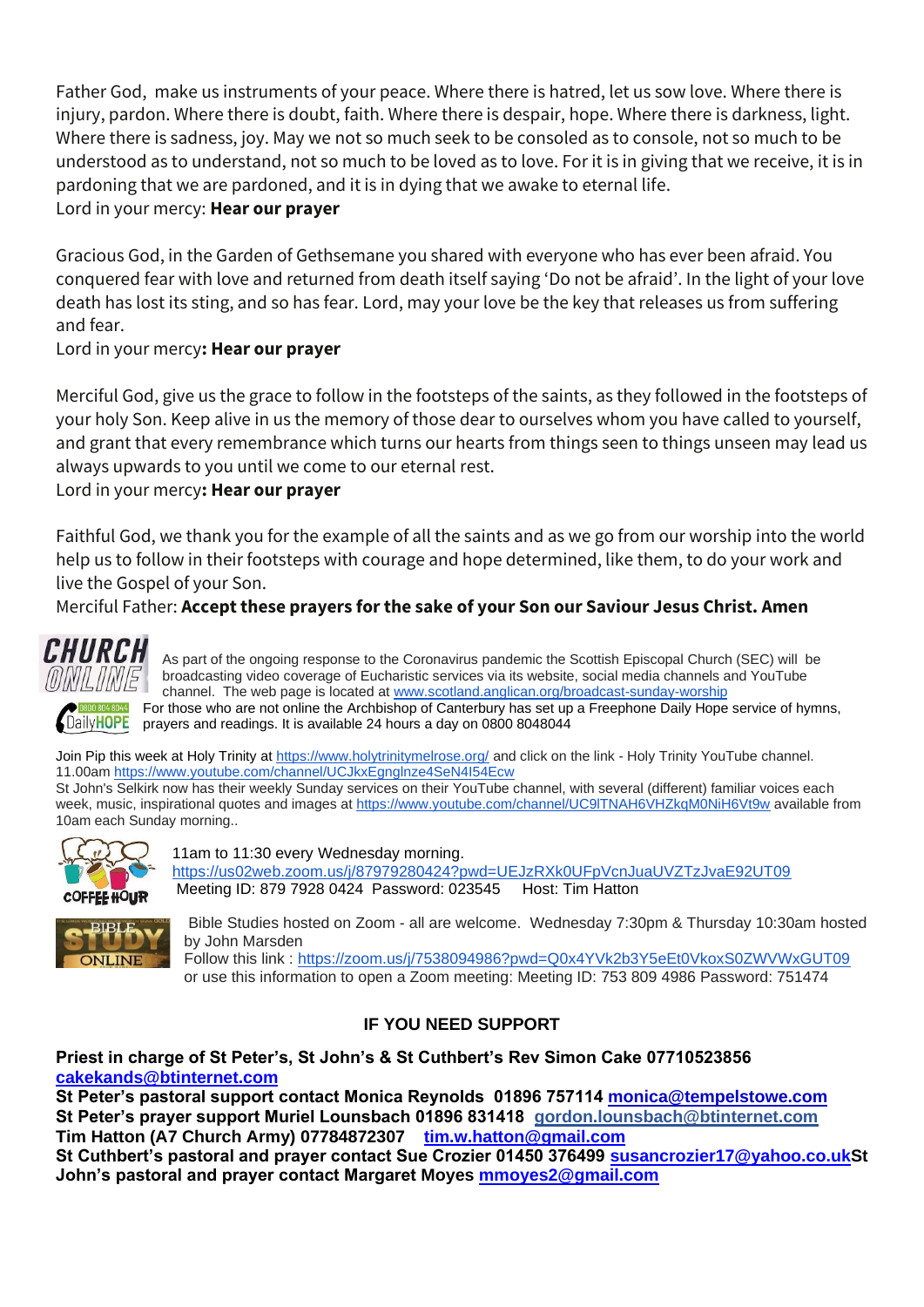Father God, make us instruments of your peace. Where there is hatred, let us sow love. Where there is injury, pardon. Where there is doubt, faith. Where there is despair, hope. Where there is darkness, light. Where there is sadness, joy. May we not so much seek to be consoled as to console, not so much to be understood as to understand, not so much to be loved as to love. For it is in giving that we receive, it is in pardoning that we are pardoned, and it is in dying that we awake to eternal life.
Lord in your mercy: **Hear our prayer**

Gracious God, in the Garden of Gethsemane you shared with everyone who has ever been afraid. You conquered fear with love and returned from death itself saying 'Do not be afraid'. In the light of your love death has lost its sting, and so has fear. Lord, may your love be the key that releases us from suffering and fear.
Lord in your mercy**: Hear our prayer**

Merciful God, give us the grace to follow in the footsteps of the saints, as they followed in the footsteps of your holy Son. Keep alive in us the memory of those dear to ourselves whom you have called to yourself, and grant that every remembrance which turns our hearts from things seen to things unseen may lead us always upwards to you until we come to our eternal rest.
Lord in your mercy**: Hear our prayer**

Faithful God, we thank you for the example of all the saints and as we go from our worship into the world help us to follow in their footsteps with courage and hope determined, like them, to do your work and live the Gospel of your Son.
Merciful Father: **Accept these prayers for the sake of your Son our Saviour Jesus Christ. Amen**

CHURCH ONLINE

As part of the ongoing response to the Coronavirus pandemic the Scottish Episcopal Church (SEC) will be broadcasting video coverage of Eucharistic services via its website, social media channels and YouTube channel. The web page is located at www.scotland.anglican.org/broadcast-sunday-worship

0800 804 8044 DailyHOPE

For those who are not online the Archbishop of Canterbury has set up a Freephone Daily Hope service of hymns, prayers and readings. It is available 24 hours a day on 0800 8048044

Join Pip this week at Holy Trinity at https://www.holytrinitymelrose.org/ and click on the link - Holy Trinity YouTube channel. 11.00am https://www.youtube.com/channel/UCJkxEgnglnze4SeN4I54Ecw
St John's Selkirk now has their weekly Sunday services on their YouTube channel, with several (different) familiar voices each week, music, inspirational quotes and images at https://www.youtube.com/channel/UC9lTNAH6VHZkqM0NiH6Vt9w available from 10am each Sunday morning..

COFFEE HOUR

11am to 11:30 every Wednesday morning.
https://us02web.zoom.us/j/87979280424?pwd=UEJzRXk0UFpVcnJuaUVZTzJvaE92UT09
Meeting ID: 879 7928 0424 Password: 023545 Host: Tim Hatton

BIBLE STUDY ONLINE

Bible Studies hosted on Zoom - all are welcome. Wednesday 7:30pm & Thursday 10:30am hosted by John Marsden
Follow this link : https://zoom.us/j/7538094986?pwd=Q0x4YVk2b3Y5eEt0VkoxS0ZWVWxGUT09
or use this information to open a Zoom meeting: Meeting ID: 753 809 4986 Password: 751474

## IF YOU NEED SUPPORT

**Priest in charge of St Peter's, St John's & St Cuthbert's Rev Simon Cake 07710523856 cakekands@btinternet.com**
**St Peter's pastoral support contact Monica Reynolds 01896 757114 monica@tempelstowe.com**
**St Peter's prayer support Muriel Lounsbach 01896 831418 gordon.lounsbach@btinternet.com**
**Tim Hatton (A7 Church Army) 07784872307 tim.w.hatton@gmail.com**
**St Cuthbert's pastoral and prayer contact Sue Crozier 01450 376499 susancrozier17@yahoo.co.uk**
**St John's pastoral and prayer contact Margaret Moyes mmoyes2@gmail.com**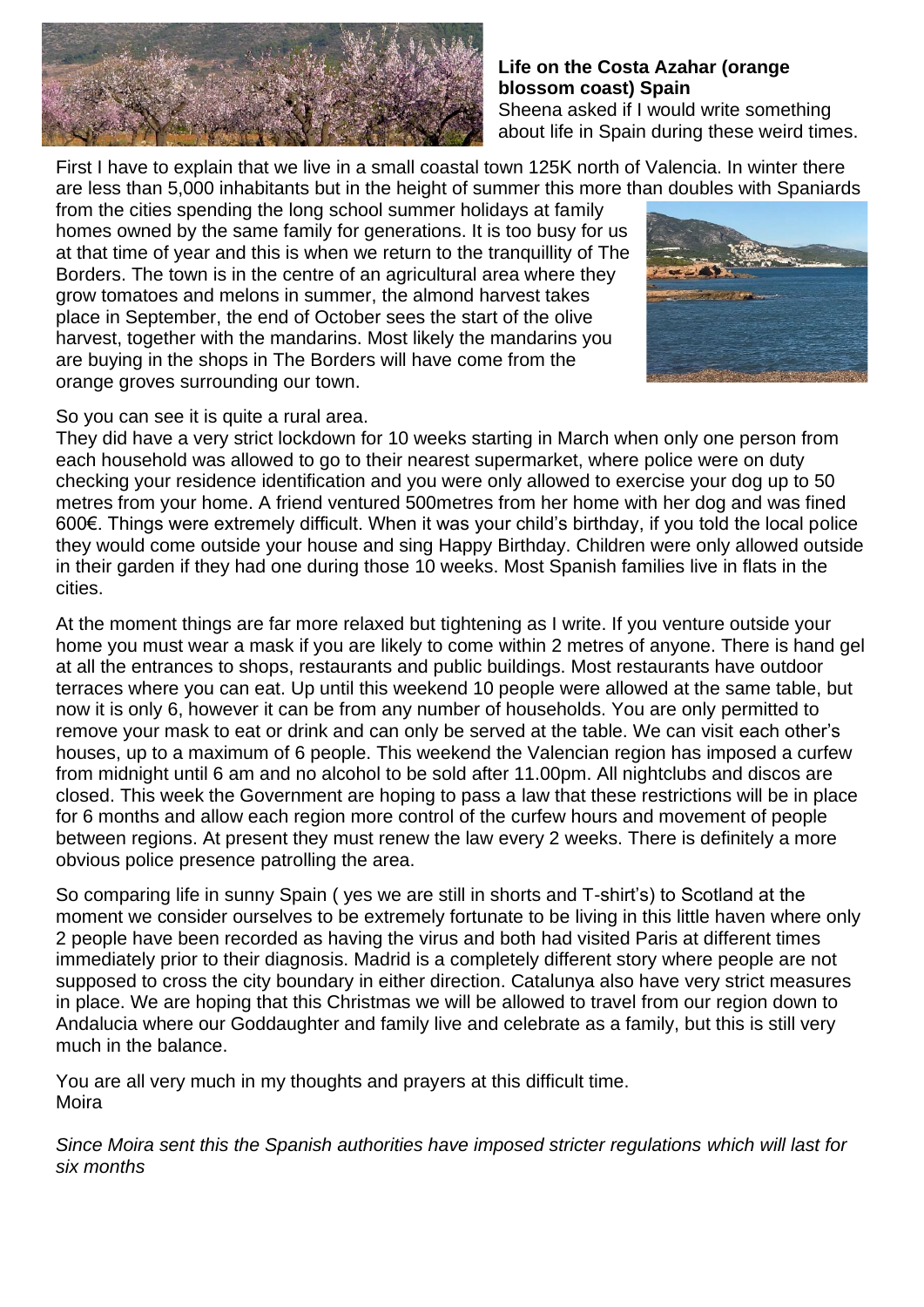**Life on the Costa Azahar (orange blossom coast) Spain**

Sheena asked if I would write something about life in Spain during these weird times.

First I have to explain that we live in a small coastal town 125K north of Valencia. In winter there are less than 5,000 inhabitants but in the height of summer this more than doubles with Spaniards from the cities spending the long school summer holidays at family homes owned by the same family for generations. It is too busy for us at that time of year and this is when we return to the tranquillity of The Borders. The town is in the centre of an agricultural area where they grow tomatoes and melons in summer, the almond harvest takes place in September, the end of October sees the start of the olive harvest, together with the mandarins. Most likely the mandarins you are buying in the shops in The Borders will have come from the orange groves surrounding our town.

So you can see it is quite a rural area.

They did have a very strict lockdown for 10 weeks starting in March when only one person from each household was allowed to go to their nearest supermarket, where police were on duty checking your residence identification and you were only allowed to exercise your dog up to 50 metres from your home. A friend ventured 500metres from her home with her dog and was fined 600€. Things were extremely difficult. When it was your child's birthday, if you told the local police they would come outside your house and sing Happy Birthday. Children were only allowed outside in their garden if they had one during those 10 weeks. Most Spanish families live in flats in the cities.

At the moment things are far more relaxed but tightening as I write. If you venture outside your home you must wear a mask if you are likely to come within 2 metres of anyone. There is hand gel at all the entrances to shops, restaurants and public buildings. Most restaurants have outdoor terraces where you can eat. Up until this weekend 10 people were allowed at the same table, but now it is only 6, however it can be from any number of households. You are only permitted to remove your mask to eat or drink and can only be served at the table. We can visit each other's houses, up to a maximum of 6 people. This weekend the Valencian region has imposed a curfew from midnight until 6 am and no alcohol to be sold after 11.00pm. All nightclubs and discos are closed. This week the Government are hoping to pass a law that these restrictions will be in place for 6 months and allow each region more control of the curfew hours and movement of people between regions. At present they must renew the law every 2 weeks. There is definitely a more obvious police presence patrolling the area.

So comparing life in sunny Spain ( yes we are still in shorts and T-shirt's) to Scotland at the moment we consider ourselves to be extremely fortunate to be living in this little haven where only 2 people have been recorded as having the virus and both had visited Paris at different times immediately prior to their diagnosis. Madrid is a completely different story where people are not supposed to cross the city boundary in either direction. Catalunya also have very strict measures in place. We are hoping that this Christmas we will be allowed to travel from our region down to Andalucia where our Goddaughter and family live and celebrate as a family, but this is still very much in the balance.

You are all very much in my thoughts and prayers at this difficult time.
Moira

*Since Moira sent this the Spanish authorities have imposed stricter regulations which will last for six months*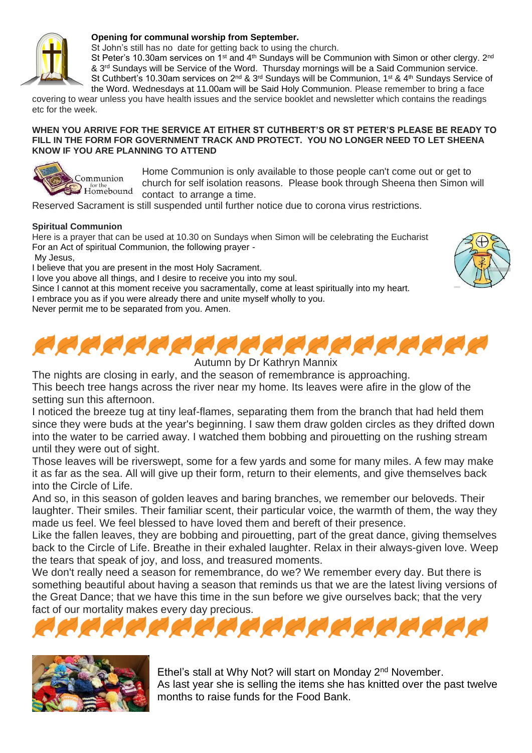**Opening for communal worship from September.**

St John's still has no date for getting back to using the church.

St Peter's 10.30am services on 1st and 4th Sundays will be Communion with Simon or other clergy. 2nd & 3rd Sundays will be Service of the Word. Thursday mornings will be a Said Communion service.

St Cuthbert's 10.30am services on 2nd & 3rd Sundays will be Communion, 1st & 4th Sundays Service of the Word. Wednesdays at 11.00am will be Said Holy Communion. Please remember to bring a face covering to wear unless you have health issues and the service booklet and newsletter which contains the readings etc for the week.

**WHEN YOU ARRIVE FOR THE SERVICE AT EITHER ST CUTHBERT'S OR ST PETER'S PLEASE BE READY TO FILL IN THE FORM FOR GOVERNMENT TRACK AND PROTECT. YOU NO LONGER NEED TO LET SHEENA KNOW IF YOU ARE PLANNING TO ATTEND**

Home Communion is only available to those people can't come out or get to church for self isolation reasons. Please book through Sheena then Simon will contact to arrange a time.

Reserved Sacrament is still suspended until further notice due to corona virus restrictions.

**Spiritual Communion**

Here is a prayer that can be used at 10.30 on Sundays when Simon will be celebrating the Eucharist

For an Act of spiritual Communion, the following prayer -

My Jesus,
I believe that you are present in the most Holy Sacrament.
I love you above all things, and I desire to receive you into my soul.
Since I cannot at this moment receive you sacramentally, come at least spiritually into my heart.
I embrace you as if you were already there and unite myself wholly to you.
Never permit me to be separated from you. Amen.

Autumn by Dr Kathryn Mannix

The nights are closing in early, and the season of remembrance is approaching.

This beech tree hangs across the river near my home. Its leaves were afire in the glow of the setting sun this afternoon.

I noticed the breeze tug at tiny leaf-flames, separating them from the branch that had held them since they were buds at the year's beginning. I saw them draw golden circles as they drifted down into the water to be carried away. I watched them bobbing and pirouetting on the rushing stream until they were out of sight.

Those leaves will be riverswept, some for a few yards and some for many miles. A few may make it as far as the sea. All will give up their form, return to their elements, and give themselves back into the Circle of Life.

And so, in this season of golden leaves and baring branches, we remember our beloveds. Their laughter. Their smiles. Their familiar scent, their particular voice, the warmth of them, the way they made us feel. We feel blessed to have loved them and bereft of their presence.

Like the fallen leaves, they are bobbing and pirouetting, part of the great dance, giving themselves back to the Circle of Life. Breathe in their exhaled laughter. Relax in their always-given love. Weep the tears that speak of joy, and loss, and treasured moments.

We don't really need a season for remembrance, do we? We remember every day. But there is something beautiful about having a season that reminds us that we are the latest living versions of the Great Dance; that we have this time in the sun before we give ourselves back; that the very fact of our mortality makes every day precious.

Ethel's stall at Why Not? will start on Monday 2nd November.

As last year she is selling the items she has knitted over the past twelve months to raise funds for the Food Bank.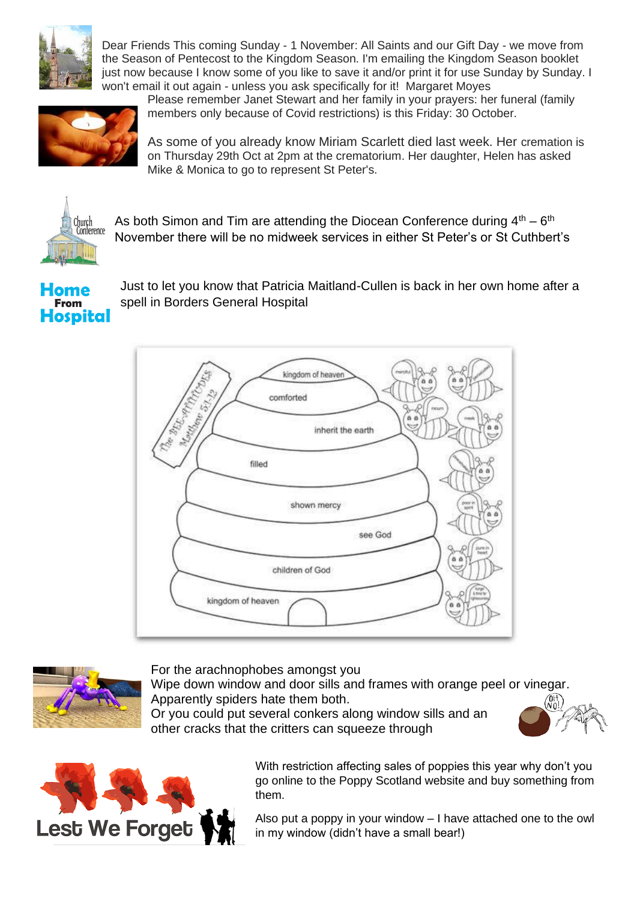Dear Friends This coming Sunday - 1 November: All Saints and our Gift Day - we move from the Season of Pentecost to the Kingdom Season. I'm emailing the Kingdom Season booklet just now because I know some of you like to save it and/or print it for use Sunday by Sunday. I won't email it out again - unless you ask specifically for it! Margaret Moyes

Please remember Janet Stewart and her family in your prayers: her funeral (family members only because of Covid restrictions) is this Friday: 30 October.

As some of you already know Miriam Scarlett died last week. Her cremation is on Thursday 29th Oct at 2pm at the crematorium. Her daughter, Helen has asked Mike & Monica to go to represent St Peter's.

Church Conference

As both Simon and Tim are attending the Diocean Conference during 4th – 6th November there will be no midweek services in either St Peter's or St Cuthbert's

**Home From Hospital**

Just to let you know that Patricia Maitland-Cullen is back in her own home after a spell in Borders General Hospital

The BEE-ATTITUDES Matthew 5:1-12

kingdom of heaven

comforted

inherit the earth

filled

shown mercy

see God

children of God

kingdom of heaven

merciful

peacemakers

mourn

meek

poor in spirit

pure in heart

For the arachnophobes amongst you
Wipe down window and door sills and frames with orange peel or vinegar. Apparently spiders hate them both.
Or you could put several conkers along window sills and an other cracks that the critters can squeeze through

OH NO!

**Lest We Forget**

With restriction affecting sales of poppies this year why don't you go online to the Poppy Scotland website and buy something from them.

Also put a poppy in your window – I have attached one to the owl in my window (didn't have a small bear!)